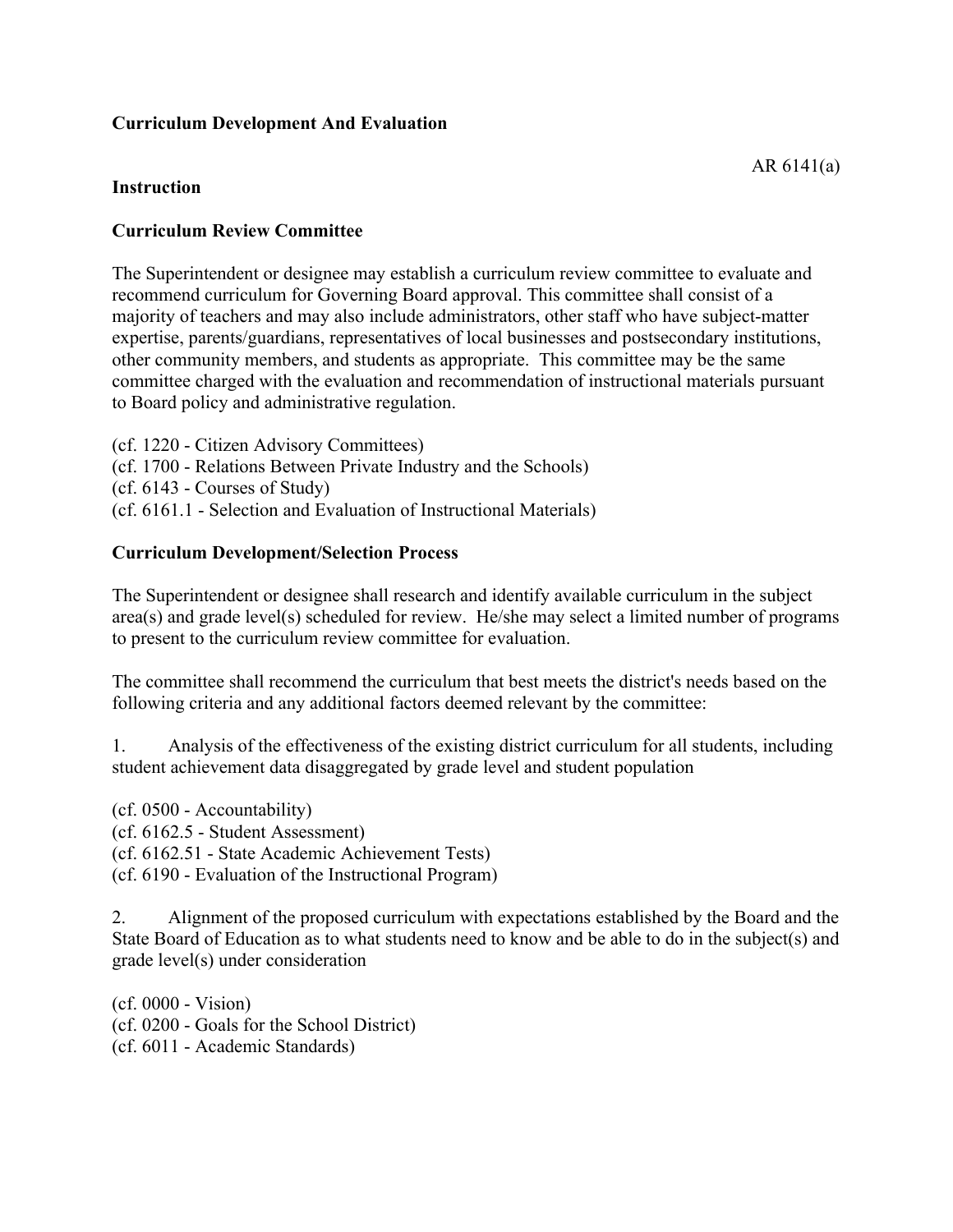**Curriculum Development And Evaluation**

AR 6141(a)

**Instruction**

**Curriculum Review Committee**

The Superintendent or designee may establish a curriculum review committee to evaluate and recommend curriculum for Governing Board approval. This committee shall consist of a majority of teachers and may also include administrators, other staff who have subject-matter expertise, parents/guardians, representatives of local businesses and postsecondary institutions, other community members, and students as appropriate. This committee may be the same committee charged with the evaluation and recommendation of instructional materials pursuant to Board policy and administrative regulation.

(cf. 1220 - Citizen Advisory Committees)
(cf. 1700 - Relations Between Private Industry and the Schools)
(cf. 6143 - Courses of Study)
(cf. 6161.1 - Selection and Evaluation of Instructional Materials)

**Curriculum Development/Selection Process**

The Superintendent or designee shall research and identify available curriculum in the subject area(s) and grade level(s) scheduled for review. He/she may select a limited number of programs to present to the curriculum review committee for evaluation.

The committee shall recommend the curriculum that best meets the district's needs based on the following criteria and any additional factors deemed relevant by the committee:

1. Analysis of the effectiveness of the existing district curriculum for all students, including student achievement data disaggregated by grade level and student population

(cf. 0500 - Accountability)
(cf. 6162.5 - Student Assessment)
(cf. 6162.51 - State Academic Achievement Tests)
(cf. 6190 - Evaluation of the Instructional Program)

2. Alignment of the proposed curriculum with expectations established by the Board and the State Board of Education as to what students need to know and be able to do in the subject(s) and grade level(s) under consideration

(cf. 0000 - Vision)
(cf. 0200 - Goals for the School District)
(cf. 6011 - Academic Standards)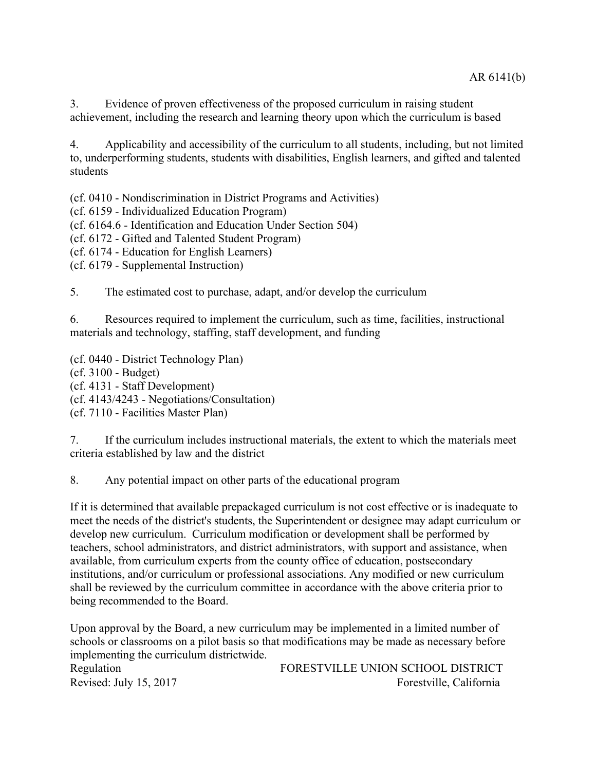3. Evidence of proven effectiveness of the proposed curriculum in raising student achievement, including the research and learning theory upon which the curriculum is based

4. Applicability and accessibility of the curriculum to all students, including, but not limited to, underperforming students, students with disabilities, English learners, and gifted and talented students

(cf. 0410 - Nondiscrimination in District Programs and Activities)
(cf. 6159 - Individualized Education Program)
(cf. 6164.6 - Identification and Education Under Section 504)
(cf. 6172 - Gifted and Talented Student Program)
(cf. 6174 - Education for English Learners)
(cf. 6179 - Supplemental Instruction)

5. The estimated cost to purchase, adapt, and/or develop the curriculum

6. Resources required to implement the curriculum, such as time, facilities, instructional materials and technology, staffing, staff development, and funding

(cf. 0440 - District Technology Plan)
(cf. 3100 - Budget)
(cf. 4131 - Staff Development)
(cf. 4143/4243 - Negotiations/Consultation)
(cf. 7110 - Facilities Master Plan)

7. If the curriculum includes instructional materials, the extent to which the materials meet criteria established by law and the district

8. Any potential impact on other parts of the educational program

If it is determined that available prepackaged curriculum is not cost effective or is inadequate to meet the needs of the district's students, the Superintendent or designee may adapt curriculum or develop new curriculum. Curriculum modification or development shall be performed by teachers, school administrators, and district administrators, with support and assistance, when available, from curriculum experts from the county office of education, postsecondary institutions, and/or curriculum or professional associations. Any modified or new curriculum shall be reviewed by the curriculum committee in accordance with the above criteria prior to being recommended to the Board.

Upon approval by the Board, a new curriculum may be implemented in a limited number of schools or classrooms on a pilot basis so that modifications may be made as necessary before implementing the curriculum districtwide.

Regulation FORESTVILLE UNION SCHOOL DISTRICT
Revised: July 15, 2017 Forestville, California